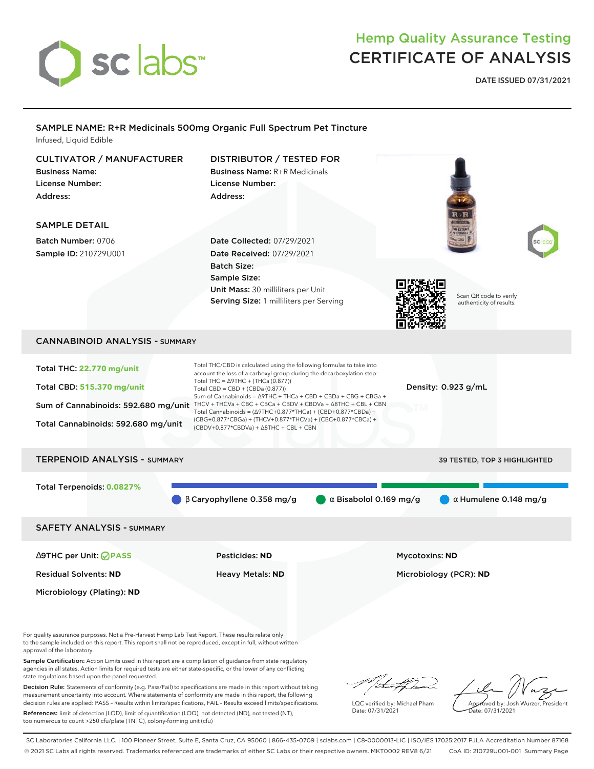# Hemp Quality Assurance Testing
# CERTIFICATE OF ANALYSIS

**DATE ISSUED 07/31/2021**

## SAMPLE NAME: R+R Medicinals 500mg Organic Full Spectrum Pet Tincture

Infused, Liquid Edible

### CULTIVATOR / MANUFACTURER

**Business Name:**
**License Number:**
**Address:**

### DISTRIBUTOR / TESTED FOR

**Business Name:** R+R Medicinals
**License Number:**
**Address:**

### SAMPLE DETAIL

**Batch Number:** 0706
**Sample ID:** 210729U001

**Date Collected:** 07/29/2021
**Date Received:** 07/29/2021
**Batch Size:**
**Sample Size:**
**Unit Mass:** 30 milliliters per Unit
**Serving Size:** 1 milliliters per Serving

Scan QR code to verify authenticity of results.

## CANNABINOID ANALYSIS - SUMMARY

**Total THC: 22.770 mg/unit**

**Total CBD: 515.370 mg/unit**

**Sum of Cannabinoids: 592.680 mg/unit**

**Total Cannabinoids: 592.680 mg/unit**

Total THC/CBD is calculated using the following formulas to take into account the loss of a carboxyl group during the decarboxylation step:
Total THC = Δ9THC + (THCa (0.877))
Total CBD = CBD + (CBDa (0.877))
Sum of Cannabinoids = Δ9THC + THCa + CBD + CBDa + CBG + CBGa + THCV + THCVa + CBC + CBCa + CBDV + CBDVa + Δ8THC + CBL + CBN
Total Cannabinoids = (Δ9THC+0.877*THCa) + (CBD+0.877*CBDa) + (CBG+0.877*CBGa) + (THCV+0.877*THCVa) + (CBC+0.877*CBCa) + (CBDV+0.877*CBDVa) + Δ8THC + CBL + CBN

**Density: 0.923 g/mL**

## TERPENOID ANALYSIS - SUMMARY

39 TESTED, TOP 3 HIGHLIGHTED

**Total Terpenoids: 0.0827%**

β Caryophyllene 0.358 mg/g — α Bisabolol 0.169 mg/g — α Humulene 0.148 mg/g

## SAFETY ANALYSIS - SUMMARY

| | | |
|---|---|---|
| **Δ9THC per Unit: PASS** | **Pesticides: ND** | **Mycotoxins: ND** |
| **Residual Solvents: ND** | **Heavy Metals: ND** | **Microbiology (PCR): ND** |
| **Microbiology (Plating): ND** | | |

For quality assurance purposes. Not a Pre-Harvest Hemp Lab Test Report. These results relate only to the sample included on this report. This report shall not be reproduced, except in full, without written approval of the laboratory.

**Sample Certification:** Action Limits used in this report are a compilation of guidance from state regulatory agencies in all states. Action limits for required tests are either state-specific, or the lower of any conflicting state regulations based upon the panel requested.

**Decision Rule:** Statements of conformity (e.g. Pass/Fail) to specifications are made in this report without taking measurement uncertainty into account. Where statements of conformity are made in this report, the following decision rules are applied: PASS – Results within limits/specifications, FAIL – Results exceed limits/specifications.

**References:** limit of detection (LOD), limit of quantification (LOQ), not detected (ND), not tested (NT), too numerous to count >250 cfu/plate (TNTC), colony-forming unit (cfu)

LQC verified by: Michael Pham
Date: 07/31/2021

Approved by: Josh Wurzer, President
Date: 07/31/2021

SC Laboratories California LLC. | 100 Pioneer Street, Suite E, Santa Cruz, CA 95060 | 866-435-0709 | sclabs.com | C8-0000013-LIC | ISO/IES 17025:2017 PJLA Accreditation Number 87168
© 2021 SC Labs all rights reserved. Trademarks referenced are trademarks of either SC Labs or their respective owners. MKT0002 REV8 6/21 CoA ID: 210729U001-001 Summary Page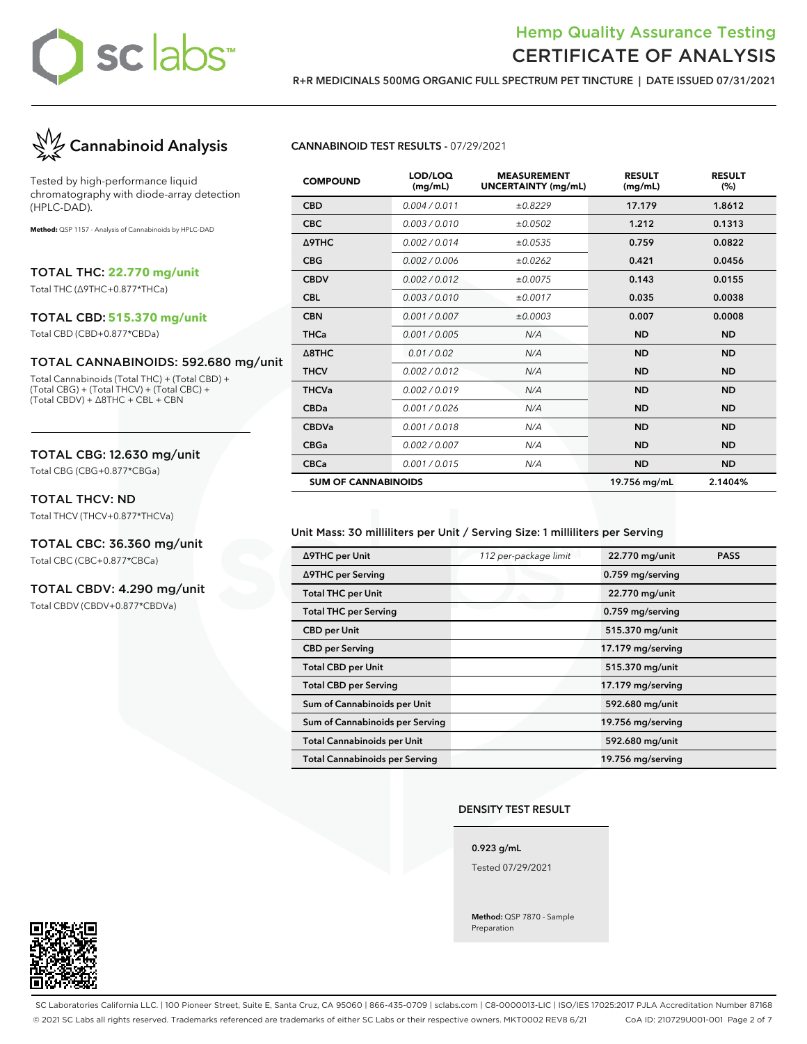# Hemp Quality Assurance Testing
# CERTIFICATE OF ANALYSIS

**R+R MEDICINALS 500MG ORGANIC FULL SPECTRUM PET TINCTURE | DATE ISSUED 07/31/2021**

## Cannabinoid Analysis

Tested by high-performance liquid chromatography with diode-array detection (HPLC-DAD).

**Method:** QSP 1157 - Analysis of Cannabinoids by HPLC-DAD

### TOTAL THC: 22.770 mg/unit

Total THC (Δ9THC+0.877*THCa)

### TOTAL CBD: 515.370 mg/unit

Total CBD (CBD+0.877*CBDa)

### TOTAL CANNABINOIDS: 592.680 mg/unit

Total Cannabinoids (Total THC) + (Total CBD) + (Total CBG) + (Total THCV) + (Total CBC) + (Total CBDV) + Δ8THC + CBL + CBN

### TOTAL CBG: 12.630 mg/unit

Total CBG (CBG+0.877*CBGa)

### TOTAL THCV: ND

Total THCV (THCV+0.877*THCVa)

### TOTAL CBC: 36.360 mg/unit

Total CBC (CBC+0.877*CBCa)

### TOTAL CBDV: 4.290 mg/unit

Total CBDV (CBDV+0.877*CBDVa)

**CANNABINOID TEST RESULTS** - 07/29/2021

| COMPOUND | LOD/LOQ (mg/mL) | MEASUREMENT UNCERTAINTY (mg/mL) | RESULT (mg/mL) | RESULT (%) |
|---|---|---|---|---|
| CBD | 0.004 / 0.011 | ±0.8229 | 17.179 | 1.8612 |
| CBC | 0.003 / 0.010 | ±0.0502 | 1.212 | 0.1313 |
| Δ9THC | 0.002 / 0.014 | ±0.0535 | 0.759 | 0.0822 |
| CBG | 0.002 / 0.006 | ±0.0262 | 0.421 | 0.0456 |
| CBDV | 0.002 / 0.012 | ±0.0075 | 0.143 | 0.0155 |
| CBL | 0.003 / 0.010 | ±0.0017 | 0.035 | 0.0038 |
| CBN | 0.001 / 0.007 | ±0.0003 | 0.007 | 0.0008 |
| THCa | 0.001 / 0.005 | N/A | ND | ND |
| Δ8THC | 0.01 / 0.02 | N/A | ND | ND |
| THCV | 0.002 / 0.012 | N/A | ND | ND |
| THCVa | 0.002 / 0.019 | N/A | ND | ND |
| CBDa | 0.001 / 0.026 | N/A | ND | ND |
| CBDVa | 0.001 / 0.018 | N/A | ND | ND |
| CBGa | 0.002 / 0.007 | N/A | ND | ND |
| CBCa | 0.001 / 0.015 | N/A | ND | ND |
| **SUM OF CANNABINOIDS** | | | 19.756 mg/mL | 2.1404% |

Unit Mass: 30 milliliters per Unit / Serving Size: 1 milliliters per Serving

| | | | |
|---|---|---|---|
| Δ9THC per Unit | 112 per-package limit | 22.770 mg/unit | PASS |
| Δ9THC per Serving | | 0.759 mg/serving | |
| Total THC per Unit | | 22.770 mg/unit | |
| Total THC per Serving | | 0.759 mg/serving | |
| CBD per Unit | | 515.370 mg/unit | |
| CBD per Serving | | 17.179 mg/serving | |
| Total CBD per Unit | | 515.370 mg/unit | |
| Total CBD per Serving | | 17.179 mg/serving | |
| Sum of Cannabinoids per Unit | | 592.680 mg/unit | |
| Sum of Cannabinoids per Serving | | 19.756 mg/serving | |
| Total Cannabinoids per Unit | | 592.680 mg/unit | |
| Total Cannabinoids per Serving | | 19.756 mg/serving | |

**DENSITY TEST RESULT**

**0.923 g/mL**

Tested 07/29/2021

**Method:** QSP 7870 - Sample Preparation

SC Laboratories California LLC. | 100 Pioneer Street, Suite E, Santa Cruz, CA 95060 | 866-435-0709 | sclabs.com | C8-0000013-LIC | ISO/IES 17025:2017 PJLA Accreditation Number 87168
© 2021 SC Labs all rights reserved. Trademarks referenced are trademarks of either SC Labs or their respective owners. MKT0002 REV8 6/21 CoA ID: 210729U001-001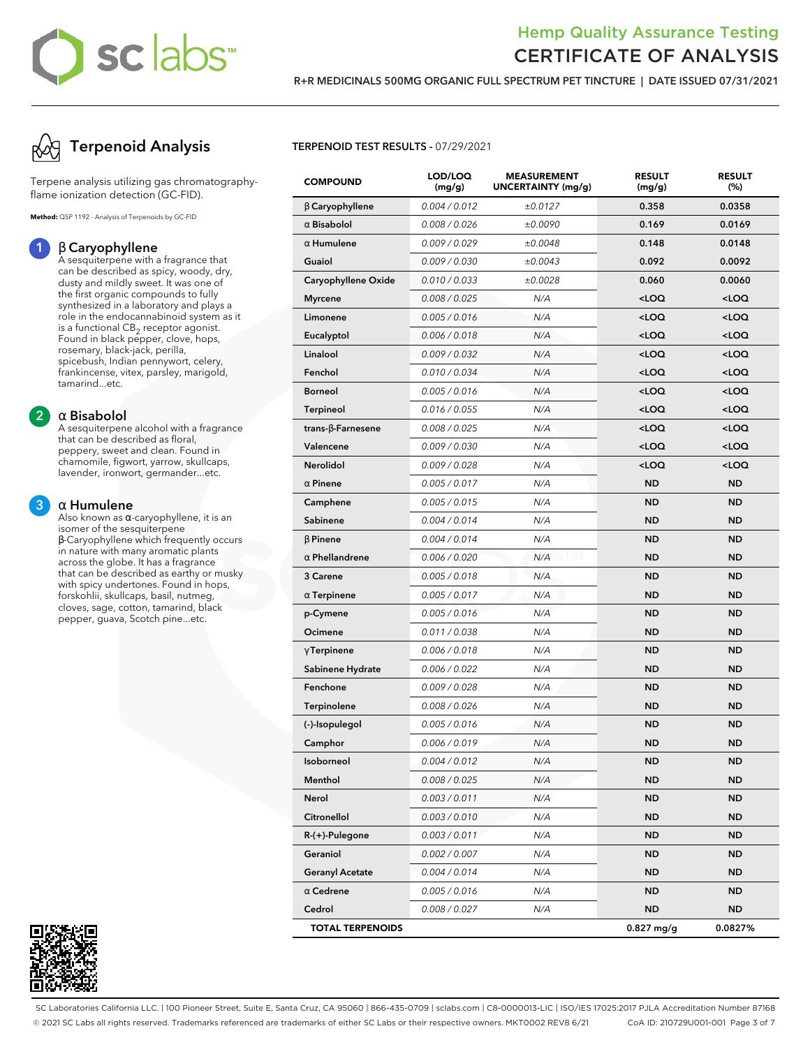# Hemp Quality Assurance Testing
# CERTIFICATE OF ANALYSIS

**R+R MEDICINALS 500MG ORGANIC FULL SPECTRUM PET TINCTURE | DATE ISSUED 07/31/2021**

## Terpenoid Analysis

Terpene analysis utilizing gas chromatography-flame ionization detection (GC-FID).

**Method:** QSP 1192 - Analysis of Terpenoids by GC-FID

1. **β Caryophyllene**
   A sesquiterpene with a fragrance that can be described as spicy, woody, dry, dusty and mildly sweet. It was one of the first organic compounds to fully synthesized in a laboratory and plays a role in the endocannabinoid system as it is a functional $CB_2$ receptor agonist. Found in black pepper, clove, hops, rosemary, black-jack, perilla, spicebush, Indian pennywort, celery, frankincense, vitex, parsley, marigold, tamarind...etc.

2. **α Bisabolol**
   A sesquiterpene alcohol with a fragrance that can be described as floral, peppery, sweet and clean. Found in chamomile, figwort, yarrow, skullcaps, lavender, ironwort, germander...etc.

3. **α Humulene**
   Also known as α-caryophyllene, it is an isomer of the sesquiterpene β-Caryophyllene which frequently occurs in nature with many aromatic plants across the globe. It has a fragrance that can be described as earthy or musky with spicy undertones. Found in hops, forskohlii, skullcaps, basil, nutmeg, cloves, sage, cotton, tamarind, black pepper, guava, Scotch pine...etc.

**TERPENOID TEST RESULTS** - 07/29/2021

| COMPOUND | LOD/LOQ (mg/g) | MEASUREMENT UNCERTAINTY (mg/g) | RESULT (mg/g) | RESULT (%) |
|---|---|---|---|---|
| β Caryophyllene | 0.004 / 0.012 | ±0.0127 | 0.358 | 0.0358 |
| α Bisabolol | 0.008 / 0.026 | ±0.0090 | 0.169 | 0.0169 |
| α Humulene | 0.009 / 0.029 | ±0.0048 | 0.148 | 0.0148 |
| Guaiol | 0.009 / 0.030 | ±0.0043 | 0.092 | 0.0092 |
| Caryophyllene Oxide | 0.010 / 0.033 | ±0.0028 | 0.060 | 0.0060 |
| Myrcene | 0.008 / 0.025 | N/A | <LOQ | <LOQ |
| Limonene | 0.005 / 0.016 | N/A | <LOQ | <LOQ |
| Eucalyptol | 0.006 / 0.018 | N/A | <LOQ | <LOQ |
| Linalool | 0.009 / 0.032 | N/A | <LOQ | <LOQ |
| Fenchol | 0.010 / 0.034 | N/A | <LOQ | <LOQ |
| Borneol | 0.005 / 0.016 | N/A | <LOQ | <LOQ |
| Terpineol | 0.016 / 0.055 | N/A | <LOQ | <LOQ |
| trans-β-Farnesene | 0.008 / 0.025 | N/A | <LOQ | <LOQ |
| Valencene | 0.009 / 0.030 | N/A | <LOQ | <LOQ |
| Nerolidol | 0.009 / 0.028 | N/A | <LOQ | <LOQ |
| α Pinene | 0.005 / 0.017 | N/A | ND | ND |
| Camphene | 0.005 / 0.015 | N/A | ND | ND |
| Sabinene | 0.004 / 0.014 | N/A | ND | ND |
| β Pinene | 0.004 / 0.014 | N/A | ND | ND |
| α Phellandrene | 0.006 / 0.020 | N/A | ND | ND |
| 3 Carene | 0.005 / 0.018 | N/A | ND | ND |
| α Terpinene | 0.005 / 0.017 | N/A | ND | ND |
| p-Cymene | 0.005 / 0.016 | N/A | ND | ND |
| Ocimene | 0.011 / 0.038 | N/A | ND | ND |
| γ Terpinene | 0.006 / 0.018 | N/A | ND | ND |
| Sabinene Hydrate | 0.006 / 0.022 | N/A | ND | ND |
| Fenchone | 0.009 / 0.028 | N/A | ND | ND |
| Terpinolene | 0.008 / 0.026 | N/A | ND | ND |
| (-)-Isopulegol | 0.005 / 0.016 | N/A | ND | ND |
| Camphor | 0.006 / 0.019 | N/A | ND | ND |
| Isoborneol | 0.004 / 0.012 | N/A | ND | ND |
| Menthol | 0.008 / 0.025 | N/A | ND | ND |
| Nerol | 0.003 / 0.011 | N/A | ND | ND |
| Citronellol | 0.003 / 0.010 | N/A | ND | ND |
| R-(+)-Pulegone | 0.003 / 0.011 | N/A | ND | ND |
| Geraniol | 0.002 / 0.007 | N/A | ND | ND |
| Geranyl Acetate | 0.004 / 0.014 | N/A | ND | ND |
| α Cedrene | 0.005 / 0.016 | N/A | ND | ND |
| Cedrol | 0.008 / 0.027 | N/A | ND | ND |
| **TOTAL TERPENOIDS** | | | **0.827 mg/g** | **0.0827%** |

SC Laboratories California LLC. | 100 Pioneer Street, Suite E, Santa Cruz, CA 95060 | 866-435-0709 | sclabs.com | C8-0000013-LIC | ISO/IES 17025:2017 PJLA Accreditation Number 87168
© 2021 SC Labs all rights reserved. Trademarks referenced are trademarks of either SC Labs or their respective owners. MKT0002 REV8 6/21 CoA ID: 210729U001-001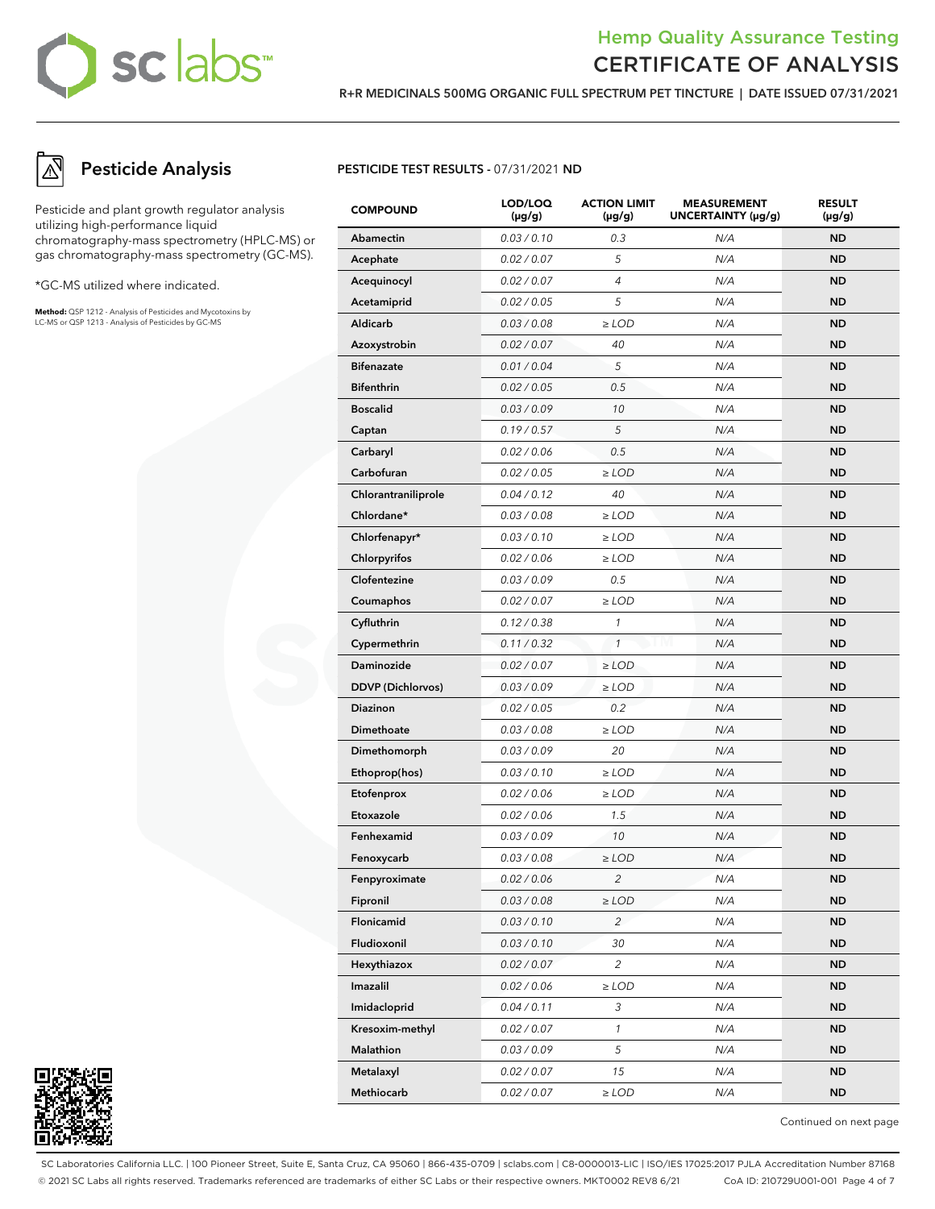# Pesticide Analysis

Pesticide and plant growth regulator analysis utilizing high-performance liquid chromatography-mass spectrometry (HPLC-MS) or gas chromatography-mass spectrometry (GC-MS).

*GC-MS utilized where indicated.

**Method:** QSP 1212 - Analysis of Pesticides and Mycotoxins by LC-MS or QSP 1213 - Analysis of Pesticides by GC-MS

**PESTICIDE TEST RESULTS -** 07/31/2021 **ND**

| COMPOUND | LOD/LOQ (μg/g) | ACTION LIMIT (μg/g) | MEASUREMENT UNCERTAINTY (μg/g) | RESULT (μg/g) |
|---|---|---|---|---|
| Abamectin | 0.03 / 0.10 | 0.3 | N/A | ND |
| Acephate | 0.02 / 0.07 | 5 | N/A | ND |
| Acequinocyl | 0.02 / 0.07 | 4 | N/A | ND |
| Acetamiprid | 0.02 / 0.05 | 5 | N/A | ND |
| Aldicarb | 0.03 / 0.08 | ≥ LOD | N/A | ND |
| Azoxystrobin | 0.02 / 0.07 | 40 | N/A | ND |
| Bifenazate | 0.01 / 0.04 | 5 | N/A | ND |
| Bifenthrin | 0.02 / 0.05 | 0.5 | N/A | ND |
| Boscalid | 0.03 / 0.09 | 10 | N/A | ND |
| Captan | 0.19 / 0.57 | 5 | N/A | ND |
| Carbaryl | 0.02 / 0.06 | 0.5 | N/A | ND |
| Carbofuran | 0.02 / 0.05 | ≥ LOD | N/A | ND |
| Chlorantraniliprole | 0.04 / 0.12 | 40 | N/A | ND |
| Chlordane* | 0.03 / 0.08 | ≥ LOD | N/A | ND |
| Chlorfenapyr* | 0.03 / 0.10 | ≥ LOD | N/A | ND |
| Chlorpyrifos | 0.02 / 0.06 | ≥ LOD | N/A | ND |
| Clofentezine | 0.03 / 0.09 | 0.5 | N/A | ND |
| Coumaphos | 0.02 / 0.07 | ≥ LOD | N/A | ND |
| Cyfluthrin | 0.12 / 0.38 | 1 | N/A | ND |
| Cypermethrin | 0.11 / 0.32 | 1 | N/A | ND |
| Daminozide | 0.02 / 0.07 | ≥ LOD | N/A | ND |
| DDVP (Dichlorvos) | 0.03 / 0.09 | ≥ LOD | N/A | ND |
| Diazinon | 0.02 / 0.05 | 0.2 | N/A | ND |
| Dimethoate | 0.03 / 0.08 | ≥ LOD | N/A | ND |
| Dimethomorph | 0.03 / 0.09 | 20 | N/A | ND |
| Ethoprop(hos) | 0.03 / 0.10 | ≥ LOD | N/A | ND |
| Etofenprox | 0.02 / 0.06 | ≥ LOD | N/A | ND |
| Etoxazole | 0.02 / 0.06 | 1.5 | N/A | ND |
| Fenhexamid | 0.03 / 0.09 | 10 | N/A | ND |
| Fenoxycarb | 0.03 / 0.08 | ≥ LOD | N/A | ND |
| Fenpyroximate | 0.02 / 0.06 | 2 | N/A | ND |
| Fipronil | 0.03 / 0.08 | ≥ LOD | N/A | ND |
| Flonicamid | 0.03 / 0.10 | 2 | N/A | ND |
| Fludioxonil | 0.03 / 0.10 | 30 | N/A | ND |
| Hexythiazox | 0.02 / 0.07 | 2 | N/A | ND |
| Imazalil | 0.02 / 0.06 | ≥ LOD | N/A | ND |
| Imidacloprid | 0.04 / 0.11 | 3 | N/A | ND |
| Kresoxim-methyl | 0.02 / 0.07 | 1 | N/A | ND |
| Malathion | 0.03 / 0.09 | 5 | N/A | ND |
| Metalaxyl | 0.02 / 0.07 | 15 | N/A | ND |
| Methiocarb | 0.02 / 0.07 | ≥ LOD | N/A | ND |

Continued on next page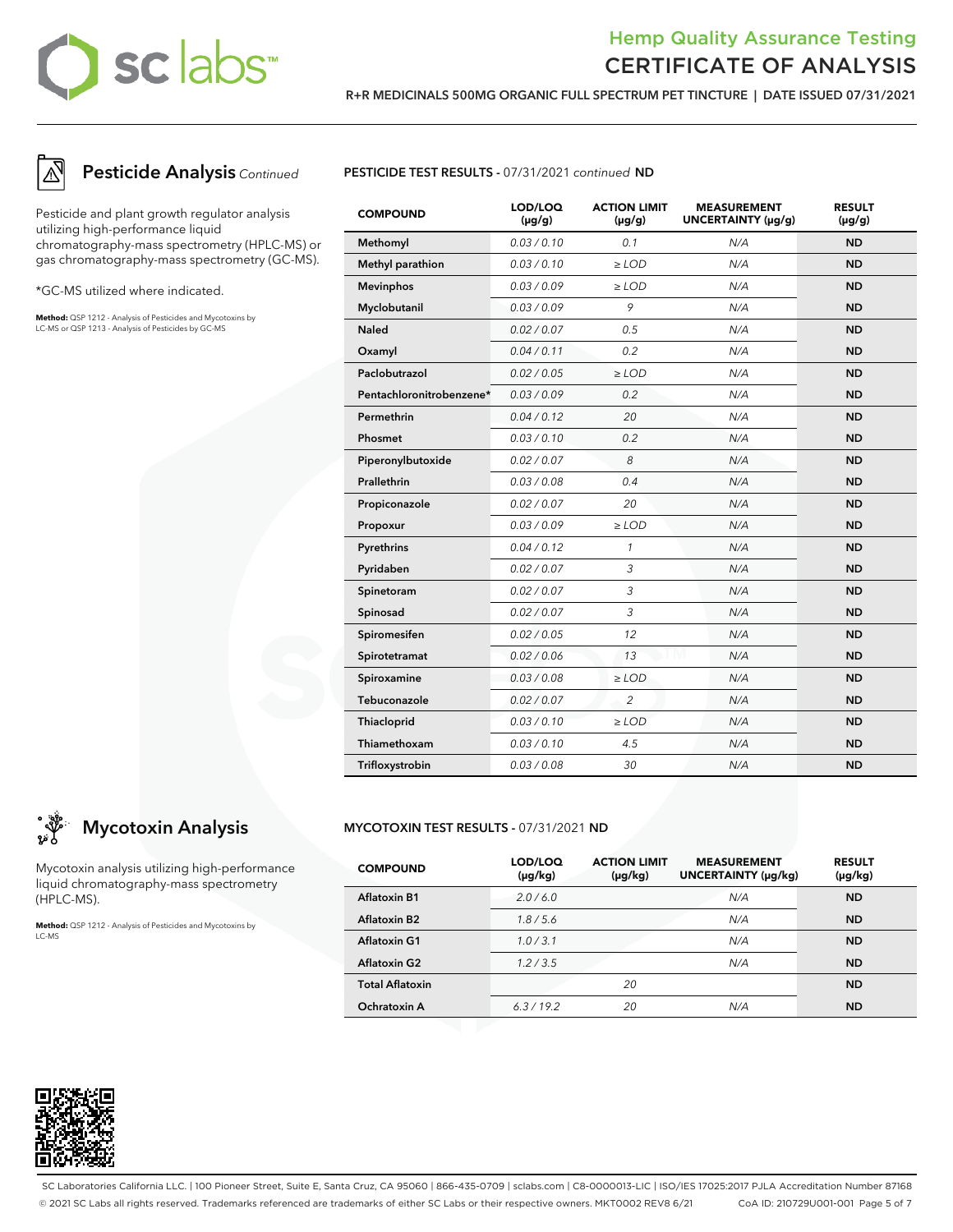# Hemp Quality Assurance Testing
# CERTIFICATE OF ANALYSIS

**R+R MEDICINALS 500MG ORGANIC FULL SPECTRUM PET TINCTURE | DATE ISSUED 07/31/2021**

## Pesticide Analysis *Continued*

Pesticide and plant growth regulator analysis utilizing high-performance liquid chromatography-mass spectrometry (HPLC-MS) or gas chromatography-mass spectrometry (GC-MS).

*GC-MS utilized where indicated.

**Method:** QSP 1212 - Analysis of Pesticides and Mycotoxins by LC-MS or QSP 1213 - Analysis of Pesticides by GC-MS

**PESTICIDE TEST RESULTS -** 07/31/2021 *continued* **ND**

| COMPOUND | LOD/LOQ (μg/g) | ACTION LIMIT (μg/g) | MEASUREMENT UNCERTAINTY (μg/g) | RESULT (μg/g) |
|---|---|---|---|---|
| **Methomyl** | *0.03 / 0.10* | *0.1* | *N/A* | **ND** |
| **Methyl parathion** | *0.03 / 0.10* | *≥ LOD* | *N/A* | **ND** |
| **Mevinphos** | *0.03 / 0.09* | *≥ LOD* | *N/A* | **ND** |
| **Myclobutanil** | *0.03 / 0.09* | *9* | *N/A* | **ND** |
| **Naled** | *0.02 / 0.07* | *0.5* | *N/A* | **ND** |
| **Oxamyl** | *0.04 / 0.11* | *0.2* | *N/A* | **ND** |
| **Paclobutrazol** | *0.02 / 0.05* | *≥ LOD* | *N/A* | **ND** |
| **Pentachloronitrobenzene*** | *0.03 / 0.09* | *0.2* | *N/A* | **ND** |
| **Permethrin** | *0.04 / 0.12* | *20* | *N/A* | **ND** |
| **Phosmet** | *0.03 / 0.10* | *0.2* | *N/A* | **ND** |
| **Piperonylbutoxide** | *0.02 / 0.07* | *8* | *N/A* | **ND** |
| **Prallethrin** | *0.03 / 0.08* | *0.4* | *N/A* | **ND** |
| **Propiconazole** | *0.02 / 0.07* | *20* | *N/A* | **ND** |
| **Propoxur** | *0.03 / 0.09* | *≥ LOD* | *N/A* | **ND** |
| **Pyrethrins** | *0.04 / 0.12* | *1* | *N/A* | **ND** |
| **Pyridaben** | *0.02 / 0.07* | *3* | *N/A* | **ND** |
| **Spinetoram** | *0.02 / 0.07* | *3* | *N/A* | **ND** |
| **Spinosad** | *0.02 / 0.07* | *3* | *N/A* | **ND** |
| **Spiromesifen** | *0.02 / 0.05* | *12* | *N/A* | **ND** |
| **Spirotetramat** | *0.02 / 0.06* | *13* | *N/A* | **ND** |
| **Spiroxamine** | *0.03 / 0.08* | *≥ LOD* | *N/A* | **ND** |
| **Tebuconazole** | *0.02 / 0.07* | *2* | *N/A* | **ND** |
| **Thiacloprid** | *0.03 / 0.10* | *≥ LOD* | *N/A* | **ND** |
| **Thiamethoxam** | *0.03 / 0.10* | *4.5* | *N/A* | **ND** |
| **Trifloxystrobin** | *0.03 / 0.08* | *30* | *N/A* | **ND** |

## Mycotoxin Analysis

Mycotoxin analysis utilizing high-performance liquid chromatography-mass spectrometry (HPLC-MS).

**Method:** QSP 1212 - Analysis of Pesticides and Mycotoxins by LC-MS

**MYCOTOXIN TEST RESULTS -** 07/31/2021 **ND**

| COMPOUND | LOD/LOQ (μg/kg) | ACTION LIMIT (μg/kg) | MEASUREMENT UNCERTAINTY (μg/kg) | RESULT (μg/kg) |
|---|---|---|---|---|
| **Aflatoxin B1** | *2.0 / 6.0* | | *N/A* | **ND** |
| **Aflatoxin B2** | *1.8 / 5.6* | | *N/A* | **ND** |
| **Aflatoxin G1** | *1.0 / 3.1* | | *N/A* | **ND** |
| **Aflatoxin G2** | *1.2 / 3.5* | | *N/A* | **ND** |
| **Total Aflatoxin** | | *20* | | **ND** |
| **Ochratoxin A** | *6.3 / 19.2* | *20* | *N/A* | **ND** |

SC Laboratories California LLC. | 100 Pioneer Street, Suite E, Santa Cruz, CA 95060 | 866-435-0709 | sclabs.com | C8-0000013-LIC | ISO/IES 17025:2017 PJLA Accreditation Number 87168
© 2021 SC Labs all rights reserved. Trademarks referenced are trademarks of either SC Labs or their respective owners. MKT0002 REV8 6/21 CoA ID: 210729U001-001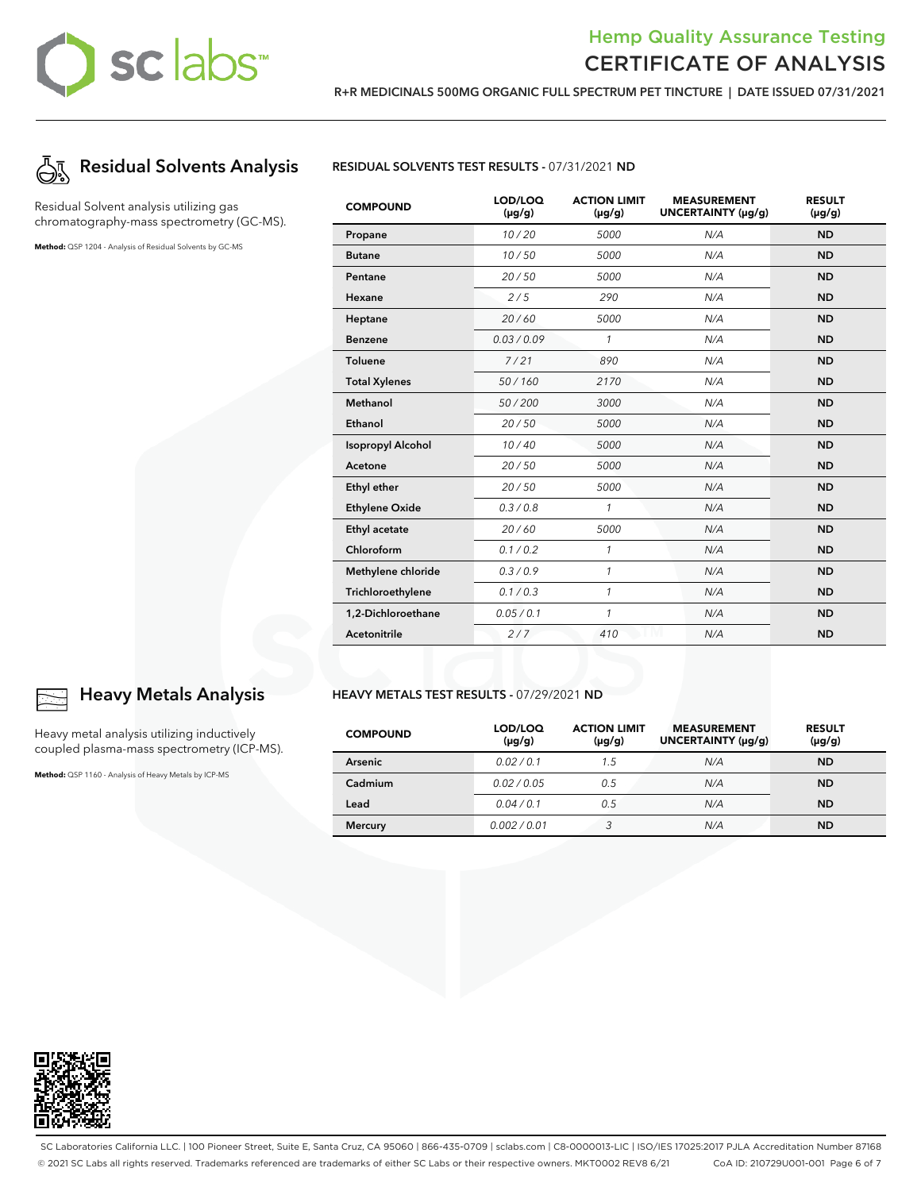## Residual Solvents Analysis

Residual Solvent analysis utilizing gas chromatography-mass spectrometry (GC-MS).

**Method:** QSP 1204 - Analysis of Residual Solvents by GC-MS

**RESIDUAL SOLVENTS TEST RESULTS** - 07/31/2021 **ND**

| COMPOUND | LOD/LOQ (µg/g) | ACTION LIMIT (µg/g) | MEASUREMENT UNCERTAINTY (µg/g) | RESULT (µg/g) |
|---|---|---|---|---|
| Propane | 10 / 20 | 5000 | N/A | ND |
| Butane | 10 / 50 | 5000 | N/A | ND |
| Pentane | 20 / 50 | 5000 | N/A | ND |
| Hexane | 2 / 5 | 290 | N/A | ND |
| Heptane | 20 / 60 | 5000 | N/A | ND |
| Benzene | 0.03 / 0.09 | 1 | N/A | ND |
| Toluene | 7 / 21 | 890 | N/A | ND |
| Total Xylenes | 50 / 160 | 2170 | N/A | ND |
| Methanol | 50 / 200 | 3000 | N/A | ND |
| Ethanol | 20 / 50 | 5000 | N/A | ND |
| Isopropyl Alcohol | 10 / 40 | 5000 | N/A | ND |
| Acetone | 20 / 50 | 5000 | N/A | ND |
| Ethyl ether | 20 / 50 | 5000 | N/A | ND |
| Ethylene Oxide | 0.3 / 0.8 | 1 | N/A | ND |
| Ethyl acetate | 20 / 60 | 5000 | N/A | ND |
| Chloroform | 0.1 / 0.2 | 1 | N/A | ND |
| Methylene chloride | 0.3 / 0.9 | 1 | N/A | ND |
| Trichloroethylene | 0.1 / 0.3 | 1 | N/A | ND |
| 1,2-Dichloroethane | 0.05 / 0.1 | 1 | N/A | ND |
| Acetonitrile | 2 / 7 | 410 | N/A | ND |

## Heavy Metals Analysis

Heavy metal analysis utilizing inductively coupled plasma-mass spectrometry (ICP-MS).

**Method:** QSP 1160 - Analysis of Heavy Metals by ICP-MS

**HEAVY METALS TEST RESULTS** - 07/29/2021 **ND**

| COMPOUND | LOD/LOQ (µg/g) | ACTION LIMIT (µg/g) | MEASUREMENT UNCERTAINTY (µg/g) | RESULT (µg/g) |
|---|---|---|---|---|
| Arsenic | 0.02 / 0.1 | 1.5 | N/A | ND |
| Cadmium | 0.02 / 0.05 | 0.5 | N/A | ND |
| Lead | 0.04 / 0.1 | 0.5 | N/A | ND |
| Mercury | 0.002 / 0.01 | 3 | N/A | ND |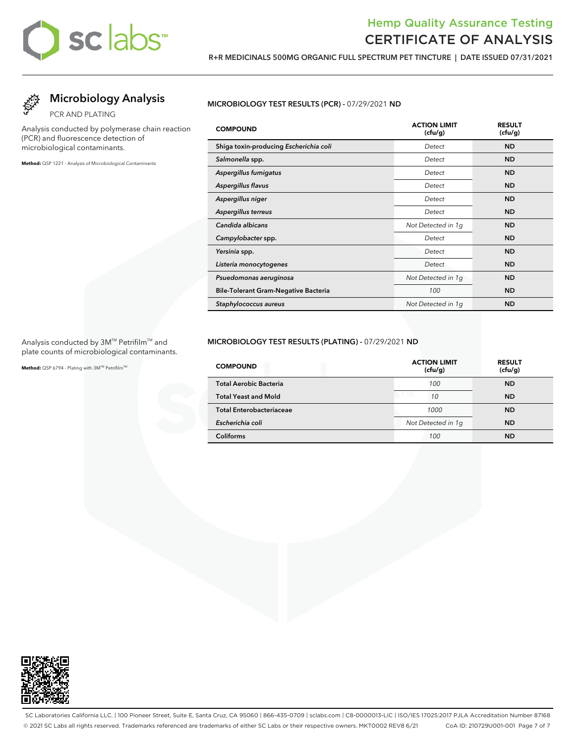# Hemp Quality Assurance Testing
# CERTIFICATE OF ANALYSIS

**R+R MEDICINALS 500MG ORGANIC FULL SPECTRUM PET TINCTURE | DATE ISSUED 07/31/2021**

## Microbiology Analysis

PCR AND PLATING

Analysis conducted by polymerase chain reaction (PCR) and fluorescence detection of microbiological contaminants.

**Method:** QSP 1221 - Analysis of Microbiological Contaminants

### MICROBIOLOGY TEST RESULTS (PCR) - 07/29/2021 ND

| COMPOUND | ACTION LIMIT (cfu/g) | RESULT (cfu/g) |
|---|---|---|
| Shiga toxin-producing *Escherichia coli* | *Detect* | **ND** |
| *Salmonella* spp. | *Detect* | **ND** |
| *Aspergillus fumigatus* | *Detect* | **ND** |
| *Aspergillus flavus* | *Detect* | **ND** |
| *Aspergillus niger* | *Detect* | **ND** |
| *Aspergillus terreus* | *Detect* | **ND** |
| *Candida albicans* | *Not Detected in 1g* | **ND** |
| *Campylobacter* spp. | *Detect* | **ND** |
| *Yersinia* spp. | *Detect* | **ND** |
| *Listeria monocytogenes* | *Detect* | **ND** |
| *Psuedomonas aeruginosa* | *Not Detected in 1g* | **ND** |
| Bile-Tolerant Gram-Negative Bacteria | *100* | **ND** |
| *Staphylococcus aureus* | *Not Detected in 1g* | **ND** |

Analysis conducted by 3M™ Petrifilm™ and plate counts of microbiological contaminants.

**Method:** QSP 6794 - Plating with 3M™ Petrifilm™

### MICROBIOLOGY TEST RESULTS (PLATING) - 07/29/2021 ND

| COMPOUND | ACTION LIMIT (cfu/g) | RESULT (cfu/g) |
|---|---|---|
| Total Aerobic Bacteria | *100* | **ND** |
| Total Yeast and Mold | *10* | **ND** |
| Total Enterobacteriaceae | *1000* | **ND** |
| *Escherichia coli* | *Not Detected in 1g* | **ND** |
| Coliforms | *100* | **ND** |

SC Laboratories California LLC. | 100 Pioneer Street, Suite E, Santa Cruz, CA 95060 | 866-435-0709 | sclabs.com | C8-0000013-LIC | ISO/IES 17025:2017 PJLA Accreditation Number 87168
© 2021 SC Labs all rights reserved. Trademarks referenced are trademarks of either SC Labs or their respective owners. MKT0002 REV8 6/21 CoA ID: 210729U001-001